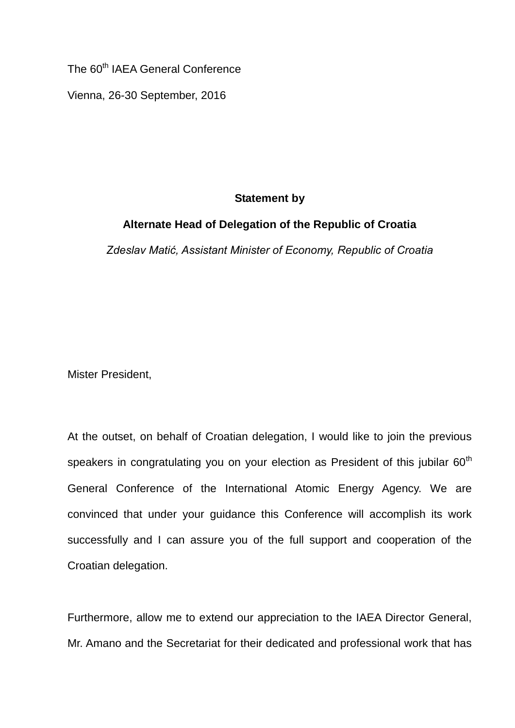The 60th IAEA General Conference

Vienna, 26-30 September, 2016

**Statement by**

**Alternate Head of Delegation of the Republic of Croatia**

*Zdeslav Matić, Assistant Minister of Economy, Republic of Croatia*

Mister President,

At the outset, on behalf of Croatian delegation, I would like to join the previous speakers in congratulating you on your election as President of this jubilar 60th General Conference of the International Atomic Energy Agency. We are convinced that under your guidance this Conference will accomplish its work successfully and I can assure you of the full support and cooperation of the Croatian delegation.

Furthermore, allow me to extend our appreciation to the IAEA Director General, Mr. Amano and the Secretariat for their dedicated and professional work that has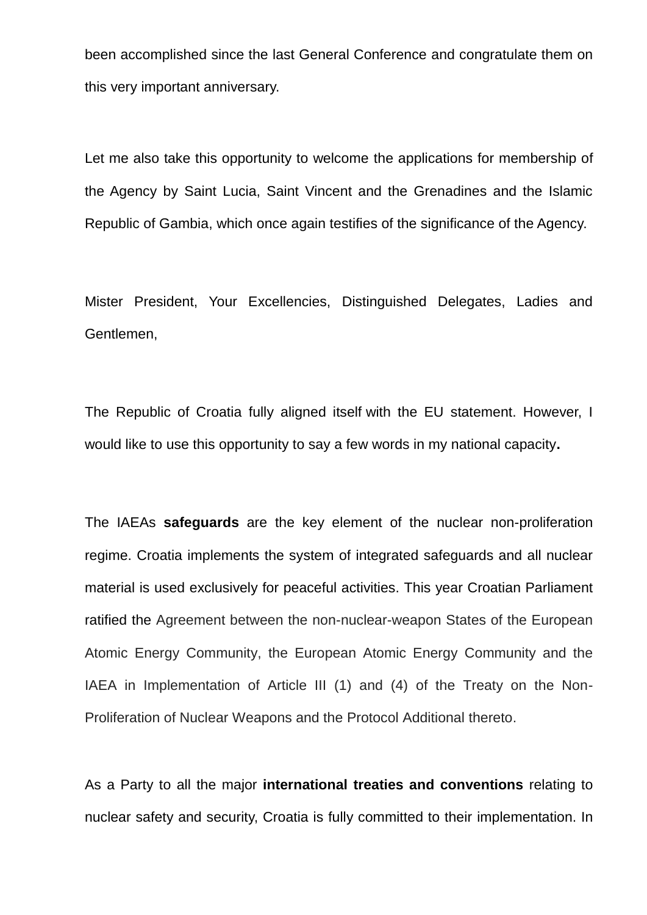been accomplished since the last General Conference and congratulate them on this very important anniversary.

Let me also take this opportunity to welcome the applications for membership of the Agency by Saint Lucia, Saint Vincent and the Grenadines and the Islamic Republic of Gambia, which once again testifies of the significance of the Agency.

Mister President, Your Excellencies, Distinguished Delegates, Ladies and Gentlemen,

The Republic of Croatia fully aligned itself with the EU statement. However, I would like to use this opportunity to say a few words in my national capacity**.**

The IAEAs **safeguards** are the key element of the nuclear non-proliferation regime. Croatia implements the system of integrated safeguards and all nuclear material is used exclusively for peaceful activities. This year Croatian Parliament ratified the Agreement between the non-nuclear-weapon States of the European Atomic Energy Community, the European Atomic Energy Community and the IAEA in Implementation of Article III (1) and (4) of the Treaty on the Non-Proliferation of Nuclear Weapons and the Protocol Additional thereto.

As a Party to all the major **international treaties and conventions** relating to nuclear safety and security, Croatia is fully committed to their implementation. In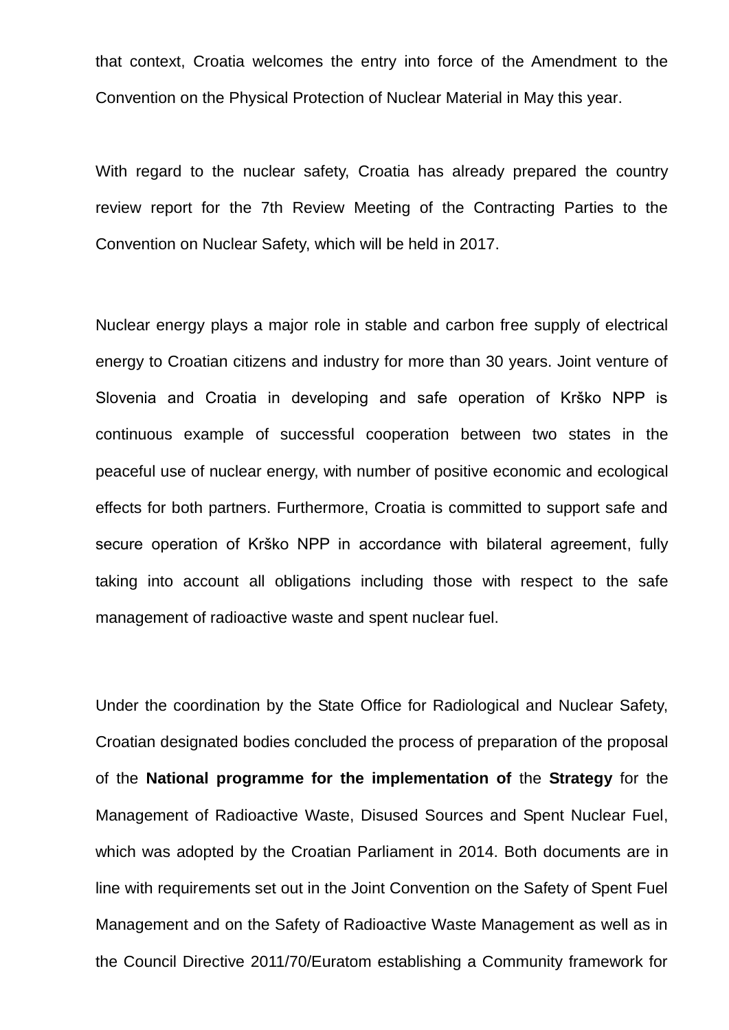that context, Croatia welcomes the entry into force of the Amendment to the Convention on the Physical Protection of Nuclear Material in May this year.

With regard to the nuclear safety, Croatia has already prepared the country review report for the 7th Review Meeting of the Contracting Parties to the Convention on Nuclear Safety, which will be held in 2017.

Nuclear energy plays a major role in stable and carbon free supply of electrical energy to Croatian citizens and industry for more than 30 years. Joint venture of Slovenia and Croatia in developing and safe operation of Krško NPP is continuous example of successful cooperation between two states in the peaceful use of nuclear energy, with number of positive economic and ecological effects for both partners. Furthermore, Croatia is committed to support safe and secure operation of Krško NPP in accordance with bilateral agreement, fully taking into account all obligations including those with respect to the safe management of radioactive waste and spent nuclear fuel.

Under the coordination by the State Office for Radiological and Nuclear Safety, Croatian designated bodies concluded the process of preparation of the proposal of the **National programme for the implementation of** the **Strategy** for the Management of Radioactive Waste, Disused Sources and Spent Nuclear Fuel, which was adopted by the Croatian Parliament in 2014. Both documents are in line with requirements set out in the Joint Convention on the Safety of Spent Fuel Management and on the Safety of Radioactive Waste Management as well as in the Council Directive 2011/70/Euratom establishing a Community framework for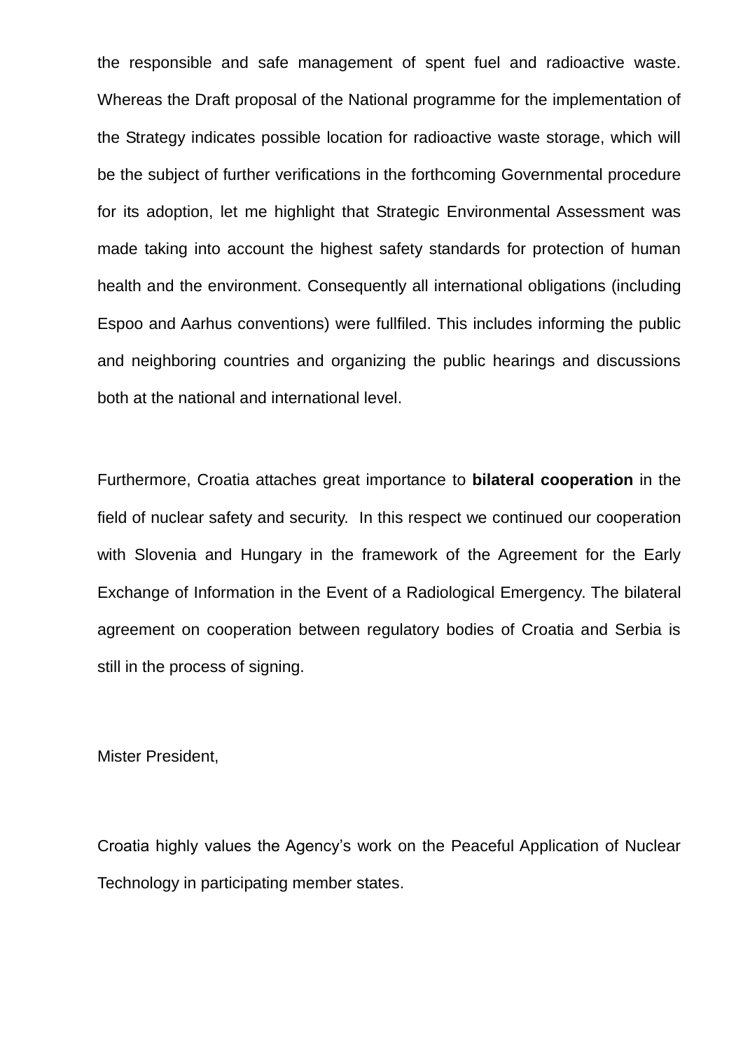the responsible and safe management of spent fuel and radioactive waste. Whereas the Draft proposal of the National programme for the implementation of the Strategy indicates possible location for radioactive waste storage, which will be the subject of further verifications in the forthcoming Governmental procedure for its adoption, let me highlight that Strategic Environmental Assessment was made taking into account the highest safety standards for protection of human health and the environment. Consequently all international obligations (including Espoo and Aarhus conventions) were fullfiled. This includes informing the public and neighboring countries and organizing the public hearings and discussions both at the national and international level.

Furthermore, Croatia attaches great importance to **bilateral cooperation** in the field of nuclear safety and security. In this respect we continued our cooperation with Slovenia and Hungary in the framework of the Agreement for the Early Exchange of Information in the Event of a Radiological Emergency. The bilateral agreement on cooperation between regulatory bodies of Croatia and Serbia is still in the process of signing.

Mister President,

Croatia highly values the Agency's work on the Peaceful Application of Nuclear Technology in participating member states.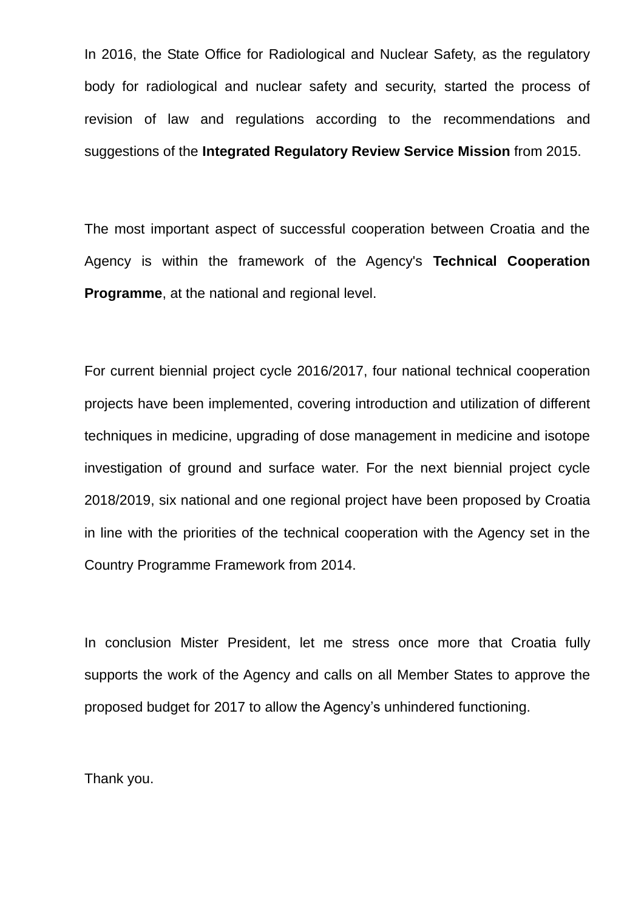In 2016, the State Office for Radiological and Nuclear Safety, as the regulatory body for radiological and nuclear safety and security, started the process of revision of law and regulations according to the recommendations and suggestions of the **Integrated Regulatory Review Service Mission** from 2015.

The most important aspect of successful cooperation between Croatia and the Agency is within the framework of the Agency's **Technical Cooperation Programme**, at the national and regional level.

For current biennial project cycle 2016/2017, four national technical cooperation projects have been implemented, covering introduction and utilization of different techniques in medicine, upgrading of dose management in medicine and isotope investigation of ground and surface water. For the next biennial project cycle 2018/2019, six national and one regional project have been proposed by Croatia in line with the priorities of the technical cooperation with the Agency set in the Country Programme Framework from 2014.

In conclusion Mister President, let me stress once more that Croatia fully supports the work of the Agency and calls on all Member States to approve the proposed budget for 2017 to allow the Agency's unhindered functioning.

Thank you.